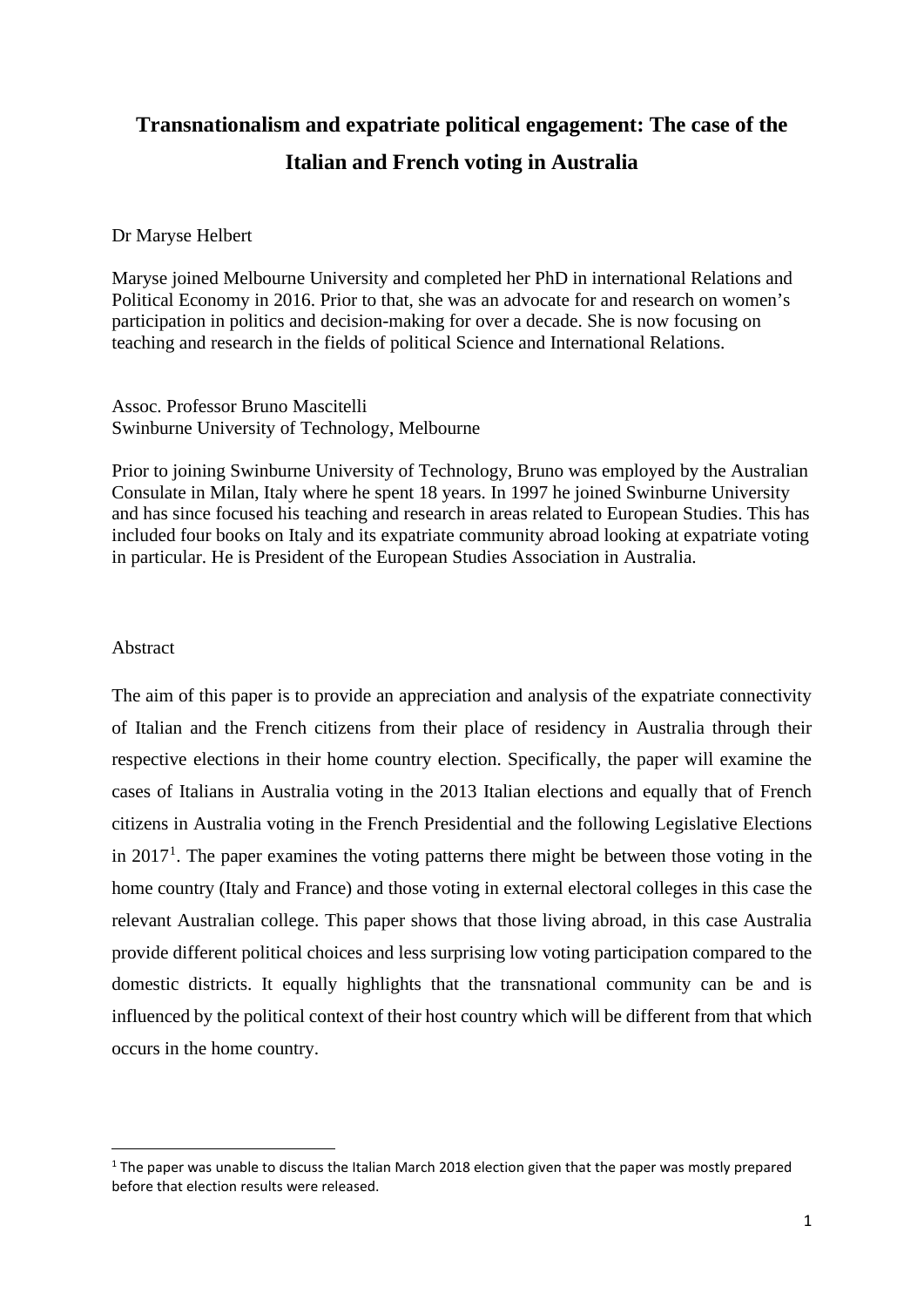# Transnationalism and expatriate political engagement: The case of the Italian and French voting in Australia

Dr Maryse Helbert

Maryse joined Melbourne University and completed her PhD in international Relations and Political Economy in 2016. Prior to that, she was an advocate for and research on women's participation in politics and decision-making for over a decade. She is now focusing on teaching and research in the fields of political Science and International Relations.

Assoc. Professor Bruno Mascitelli
Swinburne University of Technology, Melbourne

Prior to joining Swinburne University of Technology, Bruno was employed by the Australian Consulate in Milan, Italy where he spent 18 years. In 1997 he joined Swinburne University and has since focused his teaching and research in areas related to European Studies. This has included four books on Italy and its expatriate community abroad looking at expatriate voting in particular. He is President of the European Studies Association in Australia.

## Abstract

The aim of this paper is to provide an appreciation and analysis of the expatriate connectivity of Italian and the French citizens from their place of residency in Australia through their respective elections in their home country election. Specifically, the paper will examine the cases of Italians in Australia voting in the 2013 Italian elections and equally that of French citizens in Australia voting in the French Presidential and the following Legislative Elections in 2017[1]. The paper examines the voting patterns there might be between those voting in the home country (Italy and France) and those voting in external electoral colleges in this case the relevant Australian college. This paper shows that those living abroad, in this case Australia provide different political choices and less surprising low voting participation compared to the domestic districts. It equally highlights that the transnational community can be and is influenced by the political context of their host country which will be different from that which occurs in the home country.

[1] The paper was unable to discuss the Italian March 2018 election given that the paper was mostly prepared before that election results were released.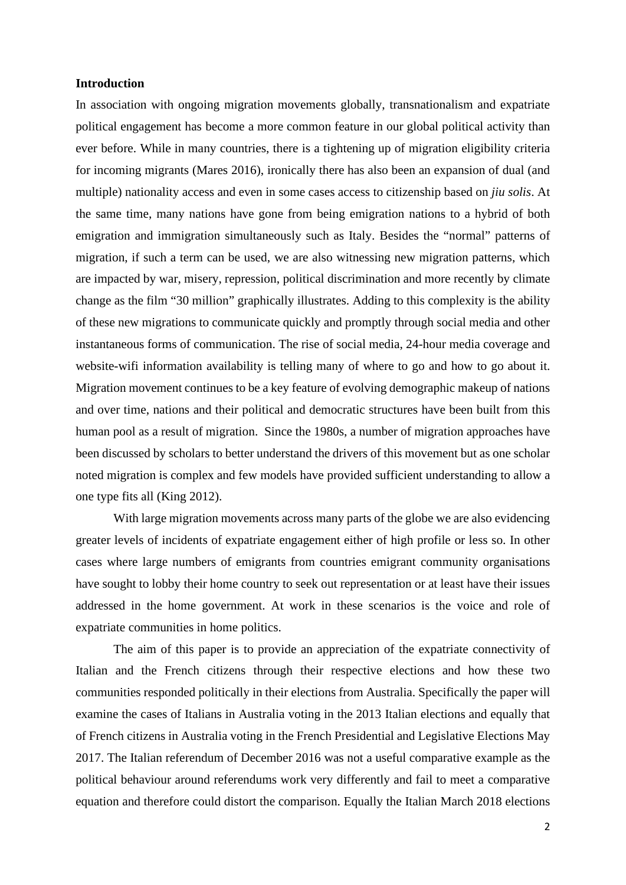**Introduction**

In association with ongoing migration movements globally, transnationalism and expatriate political engagement has become a more common feature in our global political activity than ever before. While in many countries, there is a tightening up of migration eligibility criteria for incoming migrants (Mares 2016), ironically there has also been an expansion of dual (and multiple) nationality access and even in some cases access to citizenship based on *jiu solis*. At the same time, many nations have gone from being emigration nations to a hybrid of both emigration and immigration simultaneously such as Italy. Besides the "normal" patterns of migration, if such a term can be used, we are also witnessing new migration patterns, which are impacted by war, misery, repression, political discrimination and more recently by climate change as the film "30 million" graphically illustrates. Adding to this complexity is the ability of these new migrations to communicate quickly and promptly through social media and other instantaneous forms of communication. The rise of social media, 24-hour media coverage and website-wifi information availability is telling many of where to go and how to go about it. Migration movement continues to be a key feature of evolving demographic makeup of nations and over time, nations and their political and democratic structures have been built from this human pool as a result of migration. Since the 1980s, a number of migration approaches have been discussed by scholars to better understand the drivers of this movement but as one scholar noted migration is complex and few models have provided sufficient understanding to allow a one type fits all (King 2012).

With large migration movements across many parts of the globe we are also evidencing greater levels of incidents of expatriate engagement either of high profile or less so. In other cases where large numbers of emigrants from countries emigrant community organisations have sought to lobby their home country to seek out representation or at least have their issues addressed in the home government. At work in these scenarios is the voice and role of expatriate communities in home politics.

The aim of this paper is to provide an appreciation of the expatriate connectivity of Italian and the French citizens through their respective elections and how these two communities responded politically in their elections from Australia. Specifically the paper will examine the cases of Italians in Australia voting in the 2013 Italian elections and equally that of French citizens in Australia voting in the French Presidential and Legislative Elections May 2017. The Italian referendum of December 2016 was not a useful comparative example as the political behaviour around referendums work very differently and fail to meet a comparative equation and therefore could distort the comparison. Equally the Italian March 2018 elections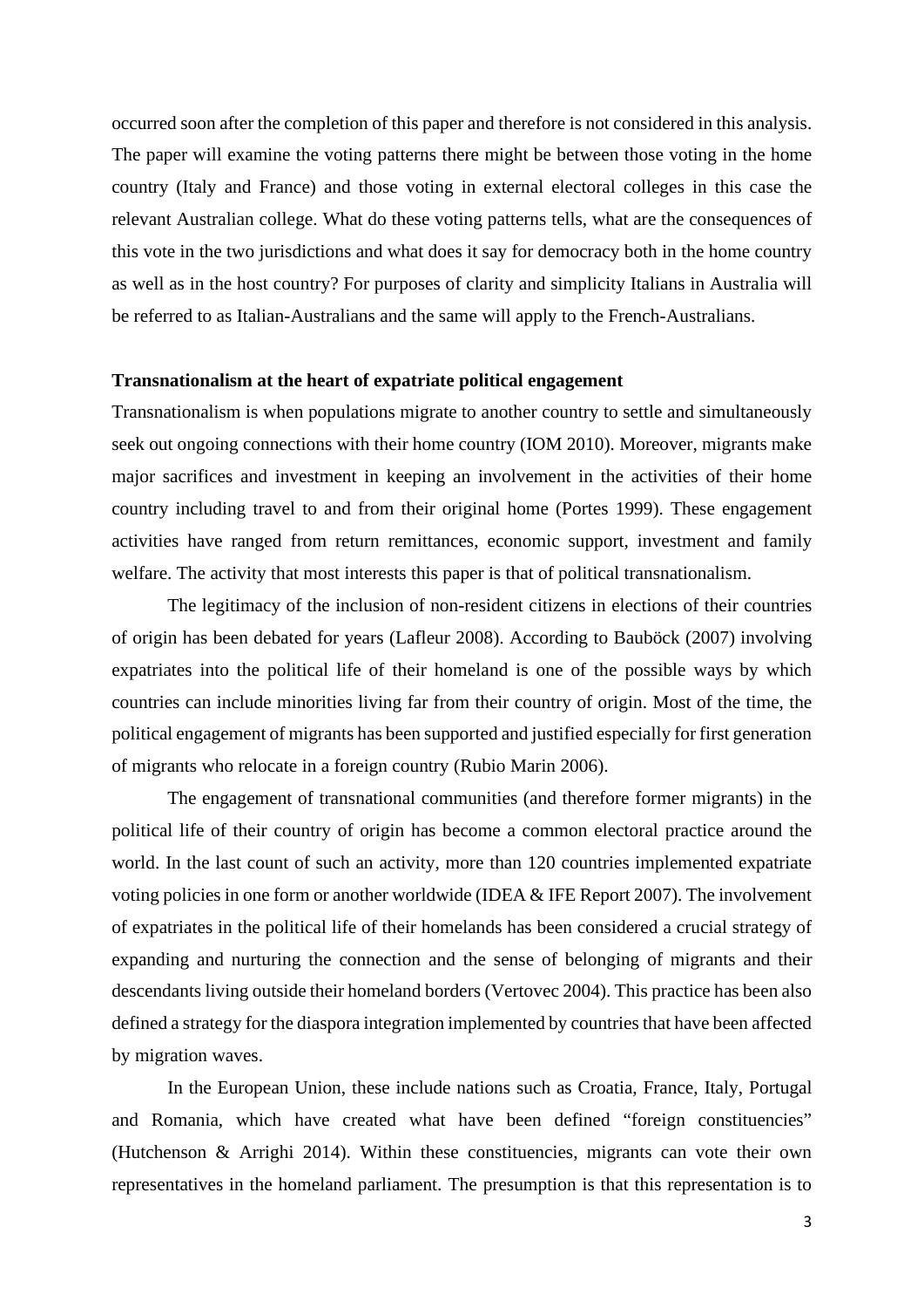occurred soon after the completion of this paper and therefore is not considered in this analysis. The paper will examine the voting patterns there might be between those voting in the home country (Italy and France) and those voting in external electoral colleges in this case the relevant Australian college. What do these voting patterns tells, what are the consequences of this vote in the two jurisdictions and what does it say for democracy both in the home country as well as in the host country? For purposes of clarity and simplicity Italians in Australia will be referred to as Italian-Australians and the same will apply to the French-Australians.

**Transnationalism at the heart of expatriate political engagement**

Transnationalism is when populations migrate to another country to settle and simultaneously seek out ongoing connections with their home country (IOM 2010). Moreover, migrants make major sacrifices and investment in keeping an involvement in the activities of their home country including travel to and from their original home (Portes 1999). These engagement activities have ranged from return remittances, economic support, investment and family welfare. The activity that most interests this paper is that of political transnationalism.

The legitimacy of the inclusion of non-resident citizens in elections of their countries of origin has been debated for years (Lafleur 2008). According to Bauböck (2007) involving expatriates into the political life of their homeland is one of the possible ways by which countries can include minorities living far from their country of origin. Most of the time, the political engagement of migrants has been supported and justified especially for first generation of migrants who relocate in a foreign country (Rubio Marin 2006).

The engagement of transnational communities (and therefore former migrants) in the political life of their country of origin has become a common electoral practice around the world. In the last count of such an activity, more than 120 countries implemented expatriate voting policies in one form or another worldwide (IDEA & IFE Report 2007). The involvement of expatriates in the political life of their homelands has been considered a crucial strategy of expanding and nurturing the connection and the sense of belonging of migrants and their descendants living outside their homeland borders (Vertovec 2004). This practice has been also defined a strategy for the diaspora integration implemented by countries that have been affected by migration waves.

In the European Union, these include nations such as Croatia, France, Italy, Portugal and Romania, which have created what have been defined "foreign constituencies" (Hutchenson & Arrighi 2014). Within these constituencies, migrants can vote their own representatives in the homeland parliament. The presumption is that this representation is to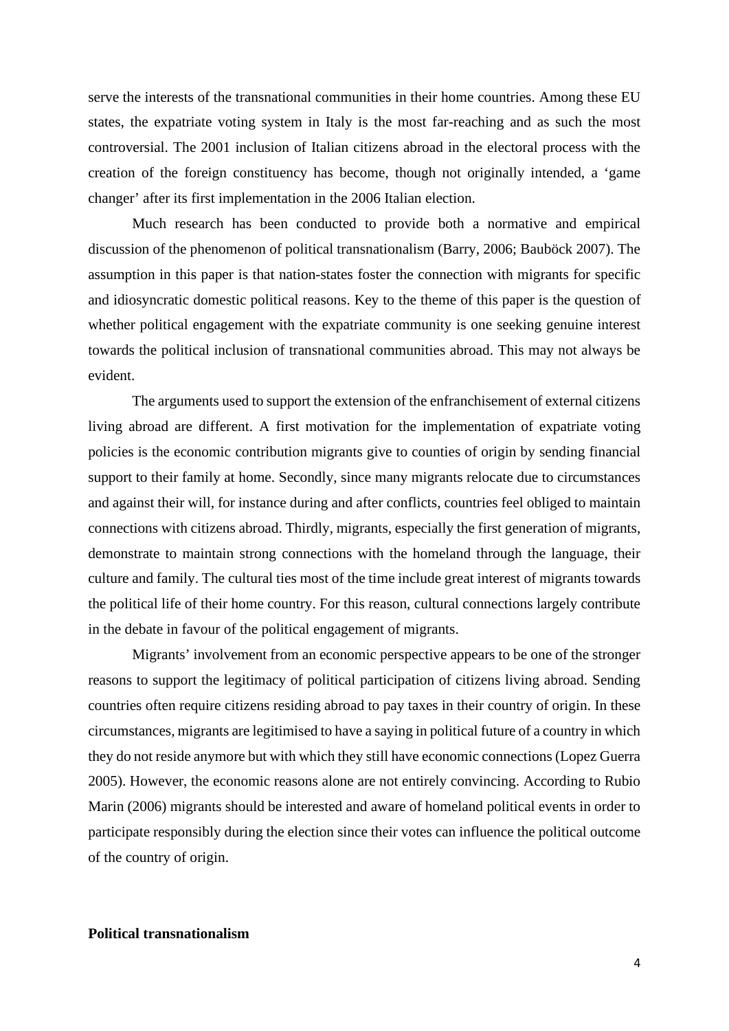serve the interests of the transnational communities in their home countries. Among these EU states, the expatriate voting system in Italy is the most far-reaching and as such the most controversial. The 2001 inclusion of Italian citizens abroad in the electoral process with the creation of the foreign constituency has become, though not originally intended, a 'game changer' after its first implementation in the 2006 Italian election.

Much research has been conducted to provide both a normative and empirical discussion of the phenomenon of political transnationalism (Barry, 2006; Bauböck 2007). The assumption in this paper is that nation-states foster the connection with migrants for specific and idiosyncratic domestic political reasons. Key to the theme of this paper is the question of whether political engagement with the expatriate community is one seeking genuine interest towards the political inclusion of transnational communities abroad. This may not always be evident.

The arguments used to support the extension of the enfranchisement of external citizens living abroad are different. A first motivation for the implementation of expatriate voting policies is the economic contribution migrants give to counties of origin by sending financial support to their family at home. Secondly, since many migrants relocate due to circumstances and against their will, for instance during and after conflicts, countries feel obliged to maintain connections with citizens abroad. Thirdly, migrants, especially the first generation of migrants, demonstrate to maintain strong connections with the homeland through the language, their culture and family. The cultural ties most of the time include great interest of migrants towards the political life of their home country. For this reason, cultural connections largely contribute in the debate in favour of the political engagement of migrants.

Migrants' involvement from an economic perspective appears to be one of the stronger reasons to support the legitimacy of political participation of citizens living abroad. Sending countries often require citizens residing abroad to pay taxes in their country of origin. In these circumstances, migrants are legitimised to have a saying in political future of a country in which they do not reside anymore but with which they still have economic connections (Lopez Guerra 2005). However, the economic reasons alone are not entirely convincing. According to Rubio Marin (2006) migrants should be interested and aware of homeland political events in order to participate responsibly during the election since their votes can influence the political outcome of the country of origin.

**Political transnationalism**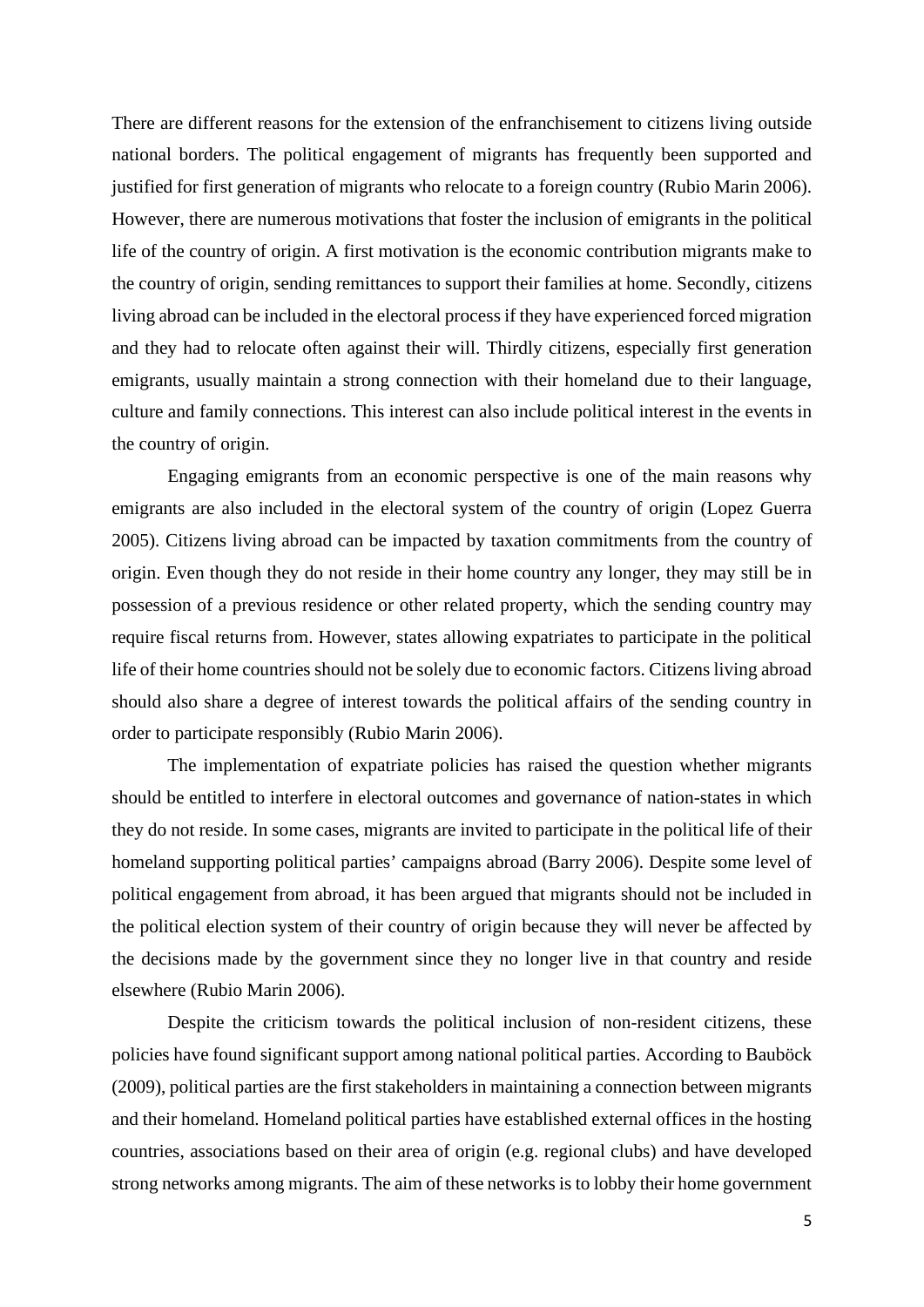There are different reasons for the extension of the enfranchisement to citizens living outside national borders. The political engagement of migrants has frequently been supported and justified for first generation of migrants who relocate to a foreign country (Rubio Marin 2006). However, there are numerous motivations that foster the inclusion of emigrants in the political life of the country of origin. A first motivation is the economic contribution migrants make to the country of origin, sending remittances to support their families at home. Secondly, citizens living abroad can be included in the electoral process if they have experienced forced migration and they had to relocate often against their will. Thirdly citizens, especially first generation emigrants, usually maintain a strong connection with their homeland due to their language, culture and family connections. This interest can also include political interest in the events in the country of origin.

Engaging emigrants from an economic perspective is one of the main reasons why emigrants are also included in the electoral system of the country of origin (Lopez Guerra 2005). Citizens living abroad can be impacted by taxation commitments from the country of origin. Even though they do not reside in their home country any longer, they may still be in possession of a previous residence or other related property, which the sending country may require fiscal returns from. However, states allowing expatriates to participate in the political life of their home countries should not be solely due to economic factors. Citizens living abroad should also share a degree of interest towards the political affairs of the sending country in order to participate responsibly (Rubio Marin 2006).

The implementation of expatriate policies has raised the question whether migrants should be entitled to interfere in electoral outcomes and governance of nation-states in which they do not reside. In some cases, migrants are invited to participate in the political life of their homeland supporting political parties' campaigns abroad (Barry 2006). Despite some level of political engagement from abroad, it has been argued that migrants should not be included in the political election system of their country of origin because they will never be affected by the decisions made by the government since they no longer live in that country and reside elsewhere (Rubio Marin 2006).

Despite the criticism towards the political inclusion of non-resident citizens, these policies have found significant support among national political parties. According to Bauböck (2009), political parties are the first stakeholders in maintaining a connection between migrants and their homeland. Homeland political parties have established external offices in the hosting countries, associations based on their area of origin (e.g. regional clubs) and have developed strong networks among migrants. The aim of these networks is to lobby their home government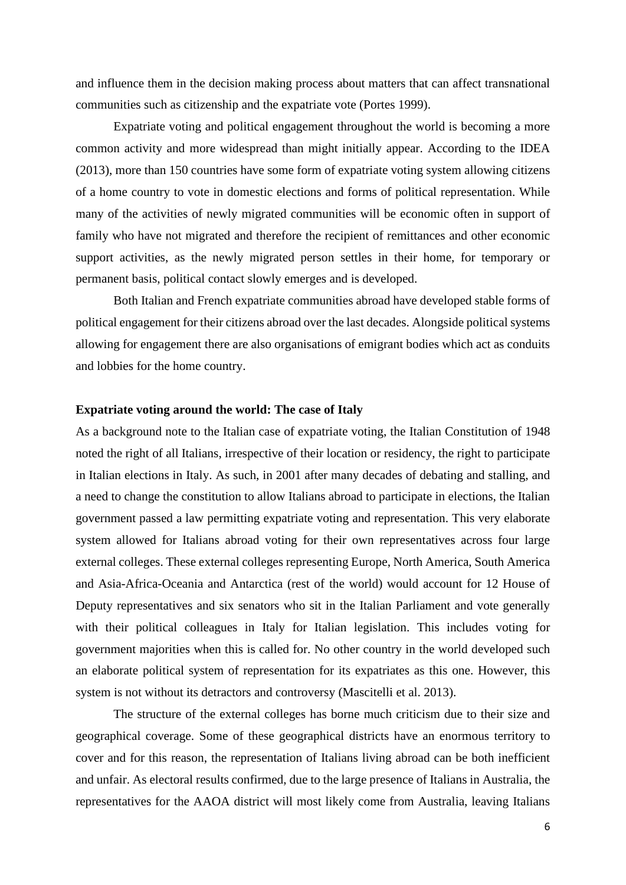and influence them in the decision making process about matters that can affect transnational communities such as citizenship and the expatriate vote (Portes 1999).

Expatriate voting and political engagement throughout the world is becoming a more common activity and more widespread than might initially appear. According to the IDEA (2013), more than 150 countries have some form of expatriate voting system allowing citizens of a home country to vote in domestic elections and forms of political representation. While many of the activities of newly migrated communities will be economic often in support of family who have not migrated and therefore the recipient of remittances and other economic support activities, as the newly migrated person settles in their home, for temporary or permanent basis, political contact slowly emerges and is developed.

Both Italian and French expatriate communities abroad have developed stable forms of political engagement for their citizens abroad over the last decades. Alongside political systems allowing for engagement there are also organisations of emigrant bodies which act as conduits and lobbies for the home country.

**Expatriate voting around the world: The case of Italy**

As a background note to the Italian case of expatriate voting, the Italian Constitution of 1948 noted the right of all Italians, irrespective of their location or residency, the right to participate in Italian elections in Italy. As such, in 2001 after many decades of debating and stalling, and a need to change the constitution to allow Italians abroad to participate in elections, the Italian government passed a law permitting expatriate voting and representation. This very elaborate system allowed for Italians abroad voting for their own representatives across four large external colleges. These external colleges representing Europe, North America, South America and Asia-Africa-Oceania and Antarctica (rest of the world) would account for 12 House of Deputy representatives and six senators who sit in the Italian Parliament and vote generally with their political colleagues in Italy for Italian legislation. This includes voting for government majorities when this is called for. No other country in the world developed such an elaborate political system of representation for its expatriates as this one. However, this system is not without its detractors and controversy (Mascitelli et al. 2013).

The structure of the external colleges has borne much criticism due to their size and geographical coverage. Some of these geographical districts have an enormous territory to cover and for this reason, the representation of Italians living abroad can be both inefficient and unfair. As electoral results confirmed, due to the large presence of Italians in Australia, the representatives for the AAOA district will most likely come from Australia, leaving Italians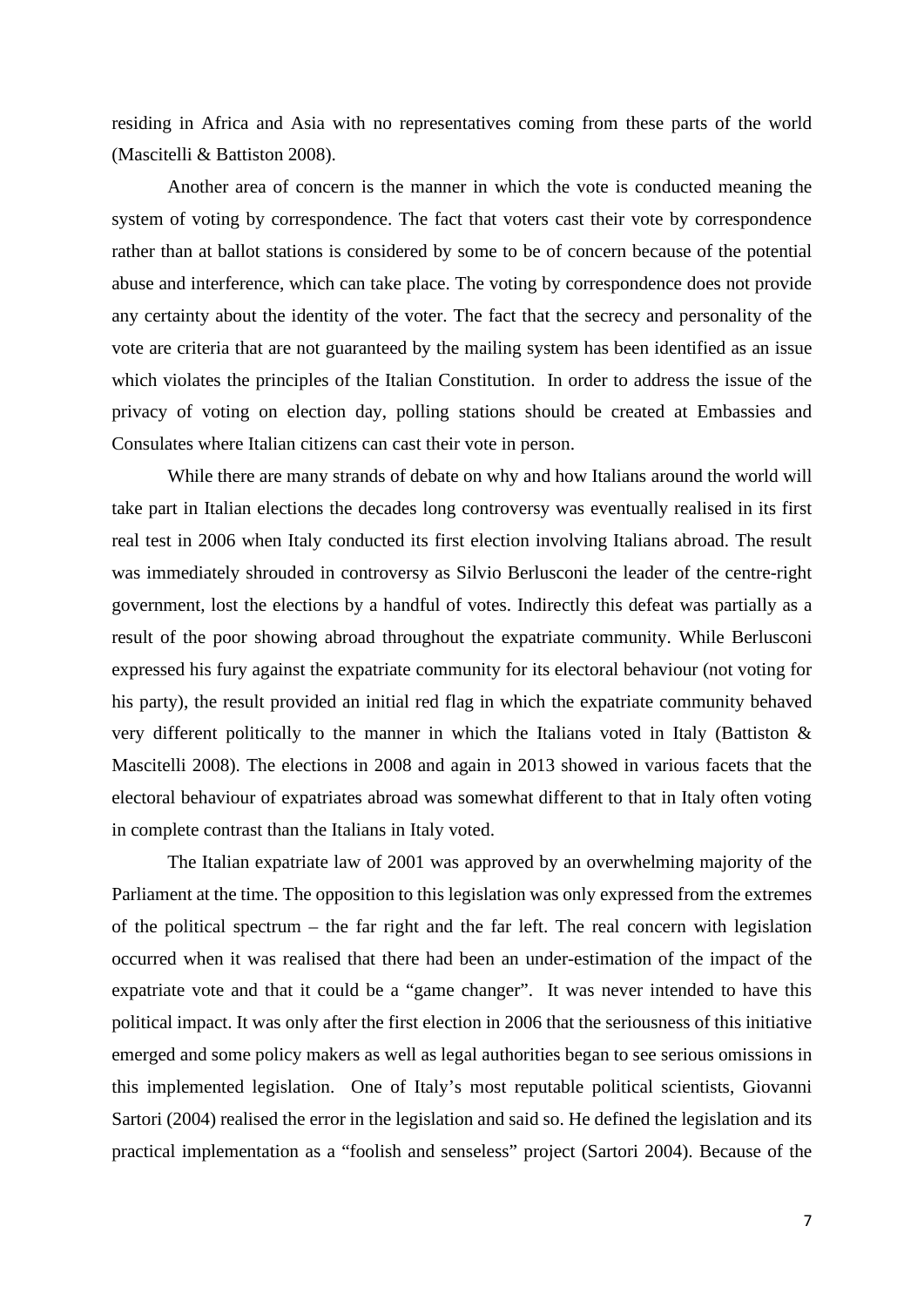residing in Africa and Asia with no representatives coming from these parts of the world (Mascitelli & Battiston 2008).

Another area of concern is the manner in which the vote is conducted meaning the system of voting by correspondence. The fact that voters cast their vote by correspondence rather than at ballot stations is considered by some to be of concern because of the potential abuse and interference, which can take place. The voting by correspondence does not provide any certainty about the identity of the voter. The fact that the secrecy and personality of the vote are criteria that are not guaranteed by the mailing system has been identified as an issue which violates the principles of the Italian Constitution. In order to address the issue of the privacy of voting on election day, polling stations should be created at Embassies and Consulates where Italian citizens can cast their vote in person.

While there are many strands of debate on why and how Italians around the world will take part in Italian elections the decades long controversy was eventually realised in its first real test in 2006 when Italy conducted its first election involving Italians abroad. The result was immediately shrouded in controversy as Silvio Berlusconi the leader of the centre-right government, lost the elections by a handful of votes. Indirectly this defeat was partially as a result of the poor showing abroad throughout the expatriate community. While Berlusconi expressed his fury against the expatriate community for its electoral behaviour (not voting for his party), the result provided an initial red flag in which the expatriate community behaved very different politically to the manner in which the Italians voted in Italy (Battiston & Mascitelli 2008). The elections in 2008 and again in 2013 showed in various facets that the electoral behaviour of expatriates abroad was somewhat different to that in Italy often voting in complete contrast than the Italians in Italy voted.

The Italian expatriate law of 2001 was approved by an overwhelming majority of the Parliament at the time. The opposition to this legislation was only expressed from the extremes of the political spectrum – the far right and the far left. The real concern with legislation occurred when it was realised that there had been an under-estimation of the impact of the expatriate vote and that it could be a "game changer". It was never intended to have this political impact. It was only after the first election in 2006 that the seriousness of this initiative emerged and some policy makers as well as legal authorities began to see serious omissions in this implemented legislation. One of Italy's most reputable political scientists, Giovanni Sartori (2004) realised the error in the legislation and said so. He defined the legislation and its practical implementation as a "foolish and senseless" project (Sartori 2004). Because of the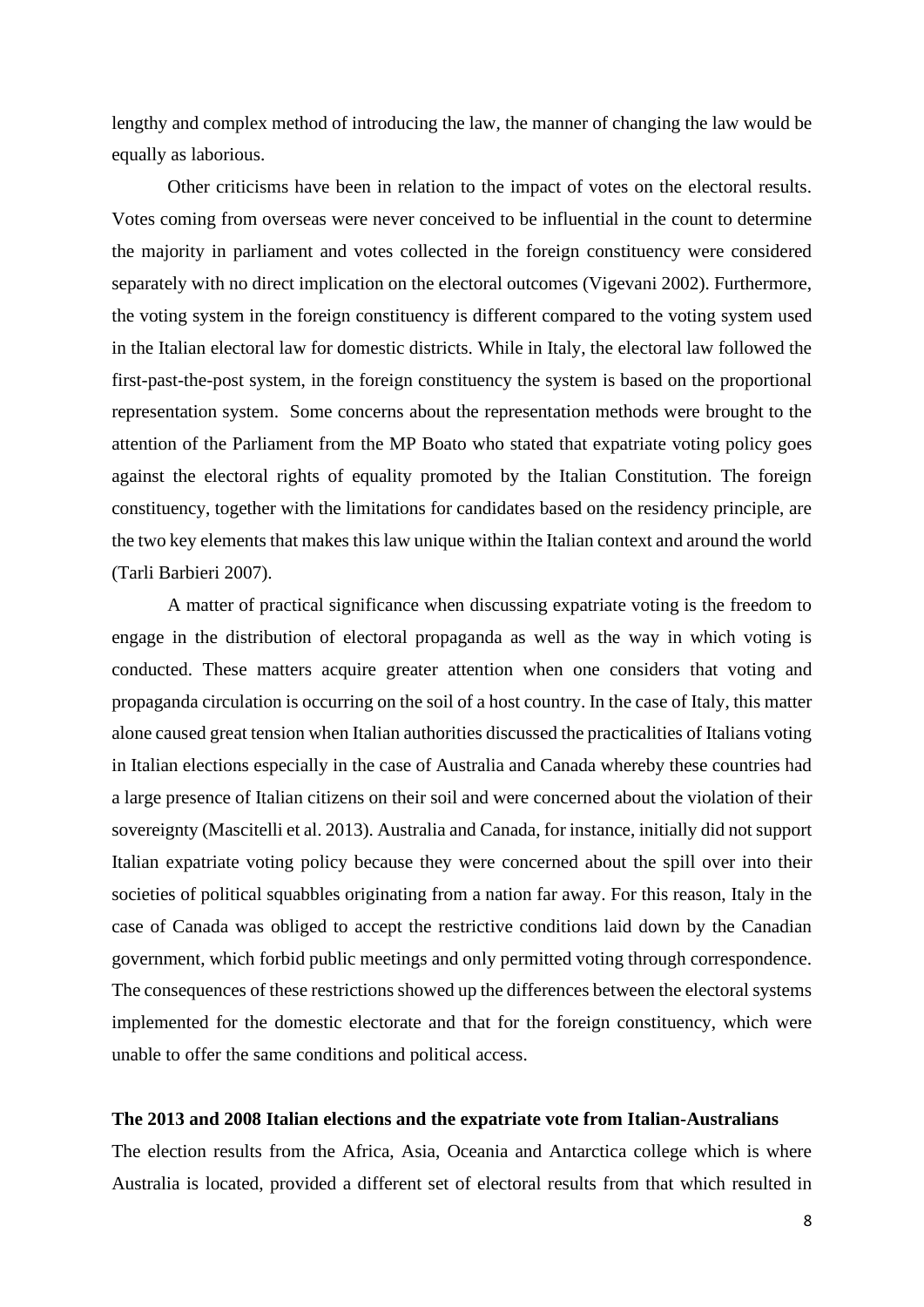lengthy and complex method of introducing the law, the manner of changing the law would be equally as laborious.

Other criticisms have been in relation to the impact of votes on the electoral results. Votes coming from overseas were never conceived to be influential in the count to determine the majority in parliament and votes collected in the foreign constituency were considered separately with no direct implication on the electoral outcomes (Vigevani 2002). Furthermore, the voting system in the foreign constituency is different compared to the voting system used in the Italian electoral law for domestic districts. While in Italy, the electoral law followed the first-past-the-post system, in the foreign constituency the system is based on the proportional representation system. Some concerns about the representation methods were brought to the attention of the Parliament from the MP Boato who stated that expatriate voting policy goes against the electoral rights of equality promoted by the Italian Constitution. The foreign constituency, together with the limitations for candidates based on the residency principle, are the two key elements that makes this law unique within the Italian context and around the world (Tarli Barbieri 2007).

A matter of practical significance when discussing expatriate voting is the freedom to engage in the distribution of electoral propaganda as well as the way in which voting is conducted. These matters acquire greater attention when one considers that voting and propaganda circulation is occurring on the soil of a host country. In the case of Italy, this matter alone caused great tension when Italian authorities discussed the practicalities of Italians voting in Italian elections especially in the case of Australia and Canada whereby these countries had a large presence of Italian citizens on their soil and were concerned about the violation of their sovereignty (Mascitelli et al. 2013). Australia and Canada, for instance, initially did not support Italian expatriate voting policy because they were concerned about the spill over into their societies of political squabbles originating from a nation far away. For this reason, Italy in the case of Canada was obliged to accept the restrictive conditions laid down by the Canadian government, which forbid public meetings and only permitted voting through correspondence. The consequences of these restrictions showed up the differences between the electoral systems implemented for the domestic electorate and that for the foreign constituency, which were unable to offer the same conditions and political access.

**The 2013 and 2008 Italian elections and the expatriate vote from Italian-Australians**

The election results from the Africa, Asia, Oceania and Antarctica college which is where Australia is located, provided a different set of electoral results from that which resulted in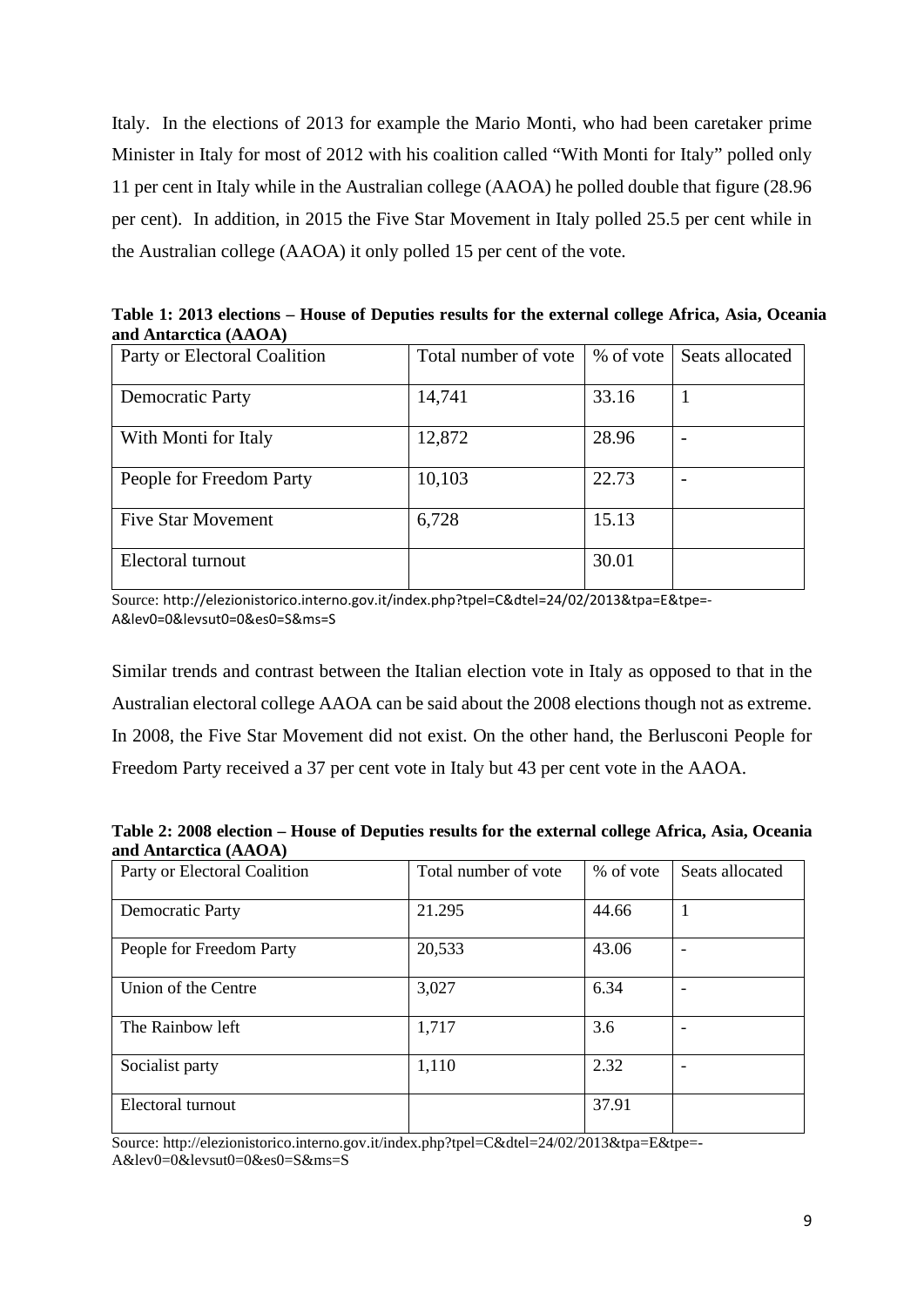Italy. In the elections of 2013 for example the Mario Monti, who had been caretaker prime Minister in Italy for most of 2012 with his coalition called "With Monti for Italy" polled only 11 per cent in Italy while in the Australian college (AAOA) he polled double that figure (28.96 per cent). In addition, in 2015 the Five Star Movement in Italy polled 25.5 per cent while in the Australian college (AAOA) it only polled 15 per cent of the vote.

**Table 1: 2013 elections – House of Deputies results for the external college Africa, Asia, Oceania and Antarctica (AAOA)**

| Party or Electoral Coalition | Total number of vote | % of vote | Seats allocated |
|---|---|---|---|
| Democratic Party | 14,741 | 33.16 | 1 |
| With Monti for Italy | 12,872 | 28.96 | - |
| People for Freedom Party | 10,103 | 22.73 | - |
| Five Star Movement | 6,728 | 15.13 | |
| Electoral turnout | | 30.01 | |

Source: http://elezionistorico.interno.gov.it/index.php?tpel=C&dtel=24/02/2013&tpa=E&tpe=-A&lev0=0&levsut0=0&es0=S&ms=S

Similar trends and contrast between the Italian election vote in Italy as opposed to that in the Australian electoral college AAOA can be said about the 2008 elections though not as extreme. In 2008, the Five Star Movement did not exist. On the other hand, the Berlusconi People for Freedom Party received a 37 per cent vote in Italy but 43 per cent vote in the AAOA.

**Table 2: 2008 election – House of Deputies results for the external college Africa, Asia, Oceania and Antarctica (AAOA)**

| Party or Electoral Coalition | Total number of vote | % of vote | Seats allocated |
|---|---|---|---|
| Democratic Party | 21.295 | 44.66 | 1 |
| People for Freedom Party | 20,533 | 43.06 | - |
| Union of the Centre | 3,027 | 6.34 | - |
| The Rainbow left | 1,717 | 3.6 | - |
| Socialist party | 1,110 | 2.32 | - |
| Electoral turnout | | 37.91 | |

Source: http://elezionistorico.interno.gov.it/index.php?tpel=C&dtel=24/02/2013&tpa=E&tpe=-A&lev0=0&levsut0=0&es0=S&ms=S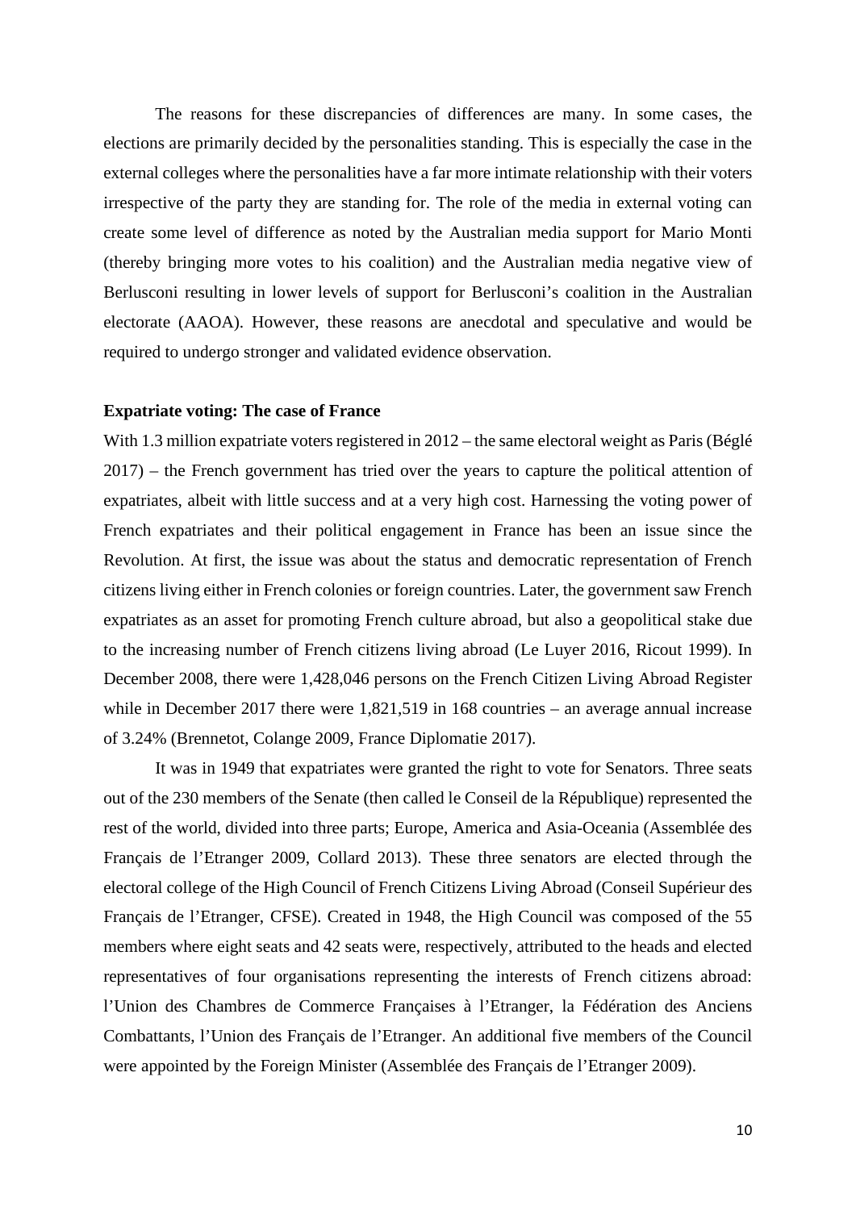The reasons for these discrepancies of differences are many. In some cases, the elections are primarily decided by the personalities standing. This is especially the case in the external colleges where the personalities have a far more intimate relationship with their voters irrespective of the party they are standing for. The role of the media in external voting can create some level of difference as noted by the Australian media support for Mario Monti (thereby bringing more votes to his coalition) and the Australian media negative view of Berlusconi resulting in lower levels of support for Berlusconi's coalition in the Australian electorate (AAOA). However, these reasons are anecdotal and speculative and would be required to undergo stronger and validated evidence observation.

**Expatriate voting: The case of France**

With 1.3 million expatriate voters registered in 2012 – the same electoral weight as Paris (Béglé 2017) – the French government has tried over the years to capture the political attention of expatriates, albeit with little success and at a very high cost. Harnessing the voting power of French expatriates and their political engagement in France has been an issue since the Revolution. At first, the issue was about the status and democratic representation of French citizens living either in French colonies or foreign countries. Later, the government saw French expatriates as an asset for promoting French culture abroad, but also a geopolitical stake due to the increasing number of French citizens living abroad (Le Luyer 2016, Ricout 1999). In December 2008, there were 1,428,046 persons on the French Citizen Living Abroad Register while in December 2017 there were 1,821,519 in 168 countries – an average annual increase of 3.24% (Brennetot, Colange 2009, France Diplomatie 2017).

It was in 1949 that expatriates were granted the right to vote for Senators. Three seats out of the 230 members of the Senate (then called le Conseil de la République) represented the rest of the world, divided into three parts; Europe, America and Asia-Oceania (Assemblée des Français de l'Etranger 2009, Collard 2013). These three senators are elected through the electoral college of the High Council of French Citizens Living Abroad (Conseil Supérieur des Français de l'Etranger, CFSE). Created in 1948, the High Council was composed of the 55 members where eight seats and 42 seats were, respectively, attributed to the heads and elected representatives of four organisations representing the interests of French citizens abroad: l'Union des Chambres de Commerce Françaises à l'Etranger, la Fédération des Anciens Combattants, l'Union des Français de l'Etranger. An additional five members of the Council were appointed by the Foreign Minister (Assemblée des Français de l'Etranger 2009).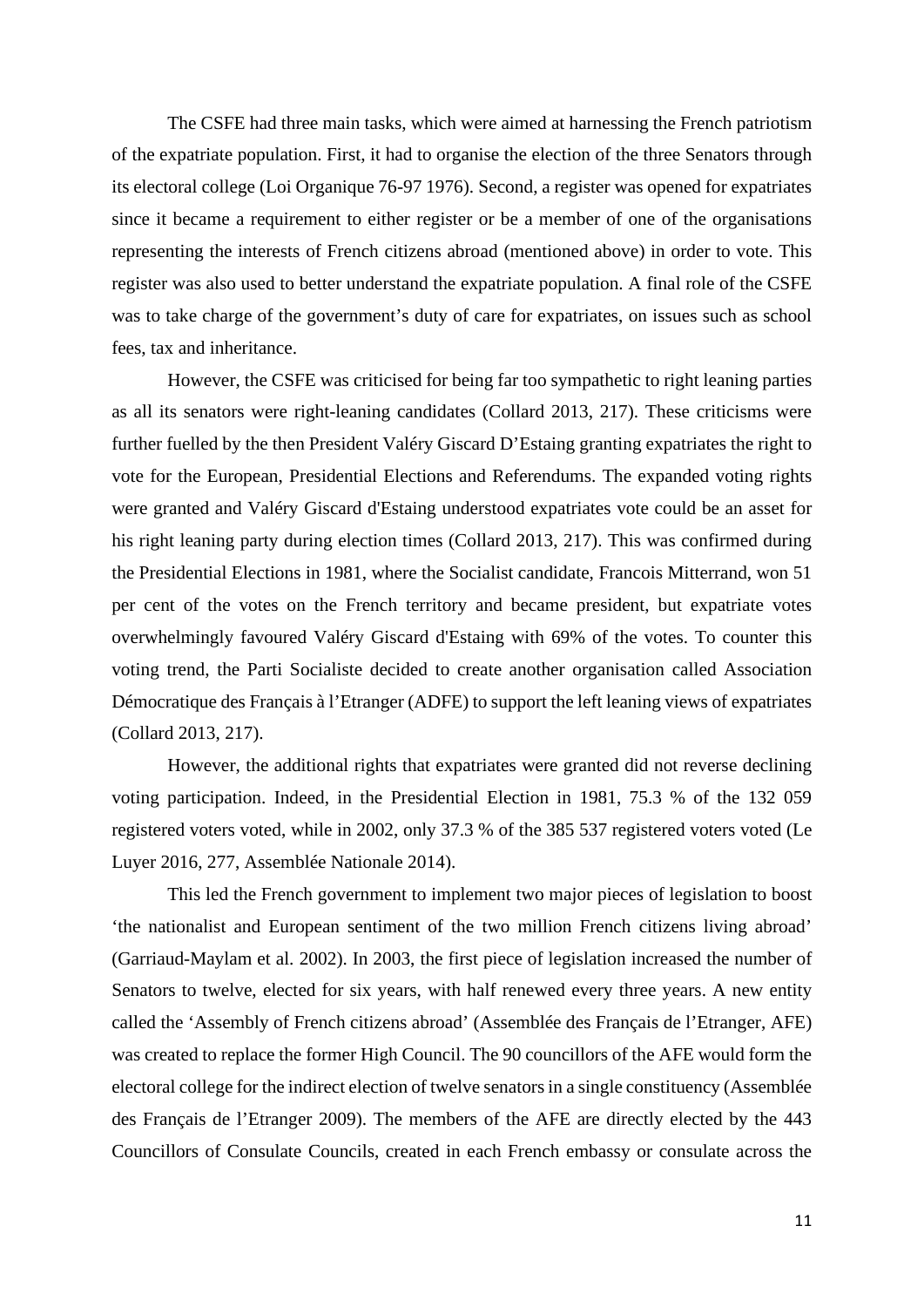The CSFE had three main tasks, which were aimed at harnessing the French patriotism of the expatriate population. First, it had to organise the election of the three Senators through its electoral college (Loi Organique 76-97 1976). Second, a register was opened for expatriates since it became a requirement to either register or be a member of one of the organisations representing the interests of French citizens abroad (mentioned above) in order to vote. This register was also used to better understand the expatriate population. A final role of the CSFE was to take charge of the government's duty of care for expatriates, on issues such as school fees, tax and inheritance.

However, the CSFE was criticised for being far too sympathetic to right leaning parties as all its senators were right-leaning candidates (Collard 2013, 217). These criticisms were further fuelled by the then President Valéry Giscard D'Estaing granting expatriates the right to vote for the European, Presidential Elections and Referendums. The expanded voting rights were granted and Valéry Giscard d'Estaing understood expatriates vote could be an asset for his right leaning party during election times (Collard 2013, 217). This was confirmed during the Presidential Elections in 1981, where the Socialist candidate, Francois Mitterrand, won 51 per cent of the votes on the French territory and became president, but expatriate votes overwhelmingly favoured Valéry Giscard d'Estaing with 69% of the votes. To counter this voting trend, the Parti Socialiste decided to create another organisation called Association Démocratique des Français à l'Etranger (ADFE) to support the left leaning views of expatriates (Collard 2013, 217).

However, the additional rights that expatriates were granted did not reverse declining voting participation. Indeed, in the Presidential Election in 1981, 75.3 % of the 132 059 registered voters voted, while in 2002, only 37.3 % of the 385 537 registered voters voted (Le Luyer 2016, 277, Assemblée Nationale 2014).

This led the French government to implement two major pieces of legislation to boost 'the nationalist and European sentiment of the two million French citizens living abroad' (Garriaud-Maylam et al. 2002). In 2003, the first piece of legislation increased the number of Senators to twelve, elected for six years, with half renewed every three years. A new entity called the 'Assembly of French citizens abroad' (Assemblée des Français de l'Etranger, AFE) was created to replace the former High Council. The 90 councillors of the AFE would form the electoral college for the indirect election of twelve senators in a single constituency (Assemblée des Français de l'Etranger 2009). The members of the AFE are directly elected by the 443 Councillors of Consulate Councils, created in each French embassy or consulate across the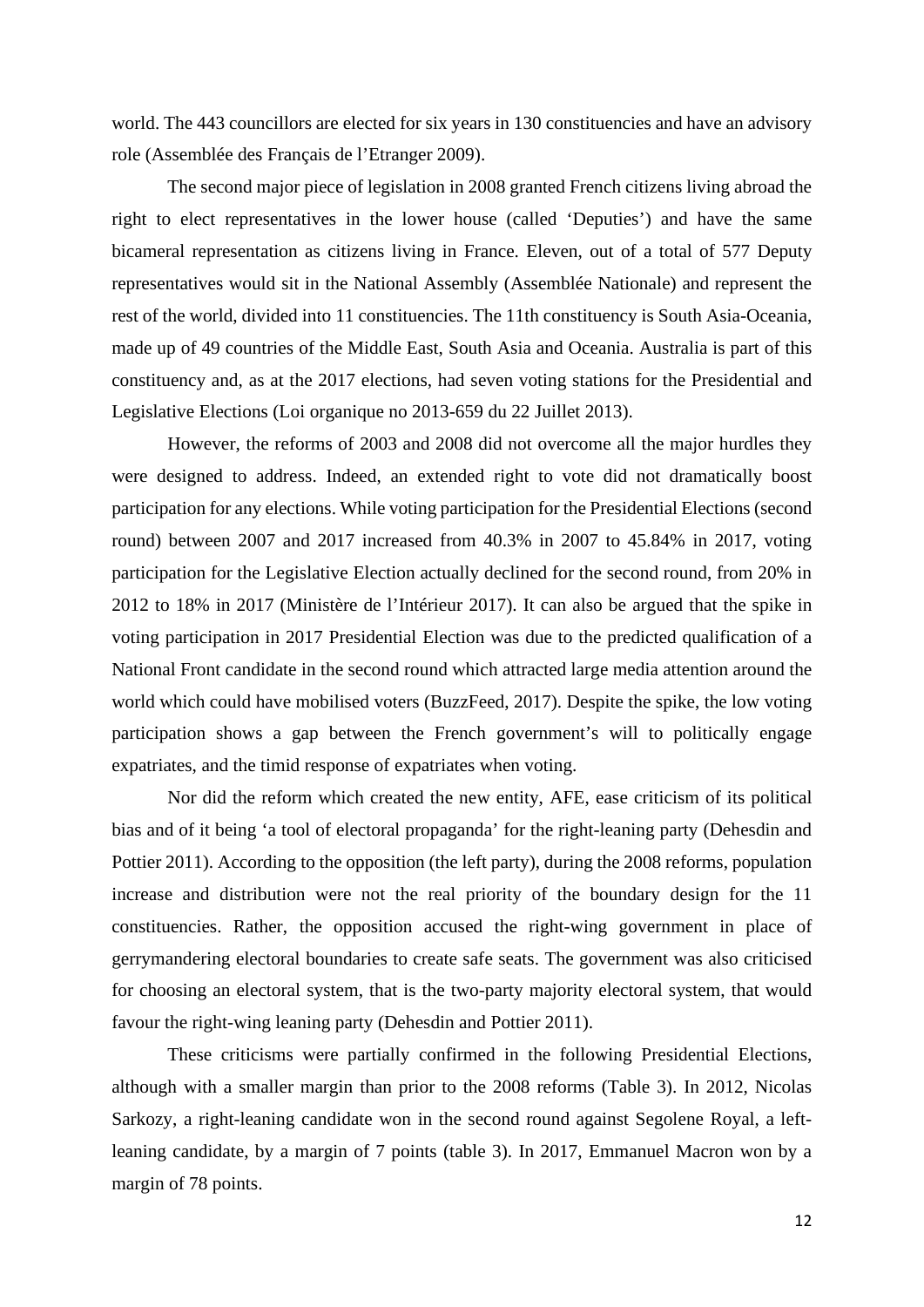world. The 443 councillors are elected for six years in 130 constituencies and have an advisory role (Assemblée des Français de l'Etranger 2009).

The second major piece of legislation in 2008 granted French citizens living abroad the right to elect representatives in the lower house (called 'Deputies') and have the same bicameral representation as citizens living in France. Eleven, out of a total of 577 Deputy representatives would sit in the National Assembly (Assemblée Nationale) and represent the rest of the world, divided into 11 constituencies. The 11th constituency is South Asia-Oceania, made up of 49 countries of the Middle East, South Asia and Oceania. Australia is part of this constituency and, as at the 2017 elections, had seven voting stations for the Presidential and Legislative Elections (Loi organique no 2013-659 du 22 Juillet 2013).

However, the reforms of 2003 and 2008 did not overcome all the major hurdles they were designed to address. Indeed, an extended right to vote did not dramatically boost participation for any elections. While voting participation for the Presidential Elections (second round) between 2007 and 2017 increased from 40.3% in 2007 to 45.84% in 2017, voting participation for the Legislative Election actually declined for the second round, from 20% in 2012 to 18% in 2017 (Ministère de l'Intérieur 2017). It can also be argued that the spike in voting participation in 2017 Presidential Election was due to the predicted qualification of a National Front candidate in the second round which attracted large media attention around the world which could have mobilised voters (BuzzFeed, 2017). Despite the spike, the low voting participation shows a gap between the French government's will to politically engage expatriates, and the timid response of expatriates when voting.

Nor did the reform which created the new entity, AFE, ease criticism of its political bias and of it being 'a tool of electoral propaganda' for the right-leaning party (Dehesdin and Pottier 2011). According to the opposition (the left party), during the 2008 reforms, population increase and distribution were not the real priority of the boundary design for the 11 constituencies. Rather, the opposition accused the right-wing government in place of gerrymandering electoral boundaries to create safe seats. The government was also criticised for choosing an electoral system, that is the two-party majority electoral system, that would favour the right-wing leaning party (Dehesdin and Pottier 2011).

These criticisms were partially confirmed in the following Presidential Elections, although with a smaller margin than prior to the 2008 reforms (Table 3). In 2012, Nicolas Sarkozy, a right-leaning candidate won in the second round against Segolene Royal, a left-leaning candidate, by a margin of 7 points (table 3). In 2017, Emmanuel Macron won by a margin of 78 points.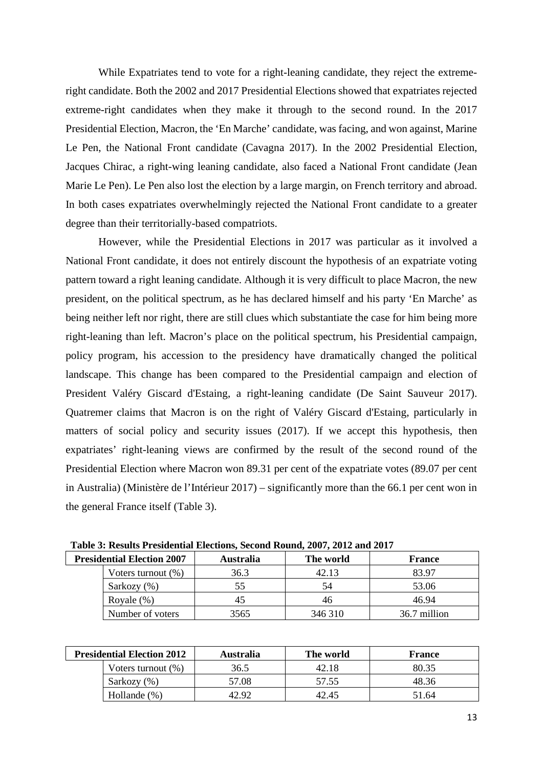While Expatriates tend to vote for a right-leaning candidate, they reject the extreme-right candidate. Both the 2002 and 2017 Presidential Elections showed that expatriates rejected extreme-right candidates when they make it through to the second round. In the 2017 Presidential Election, Macron, the 'En Marche' candidate, was facing, and won against, Marine Le Pen, the National Front candidate (Cavagna 2017). In the 2002 Presidential Election, Jacques Chirac, a right-wing leaning candidate, also faced a National Front candidate (Jean Marie Le Pen). Le Pen also lost the election by a large margin, on French territory and abroad. In both cases expatriates overwhelmingly rejected the National Front candidate to a greater degree than their territorially-based compatriots.

However, while the Presidential Elections in 2017 was particular as it involved a National Front candidate, it does not entirely discount the hypothesis of an expatriate voting pattern toward a right leaning candidate. Although it is very difficult to place Macron, the new president, on the political spectrum, as he has declared himself and his party 'En Marche' as being neither left nor right, there are still clues which substantiate the case for him being more right-leaning than left. Macron's place on the political spectrum, his Presidential campaign, policy program, his accession to the presidency have dramatically changed the political landscape. This change has been compared to the Presidential campaign and election of President Valéry Giscard d'Estaing, a right-leaning candidate (De Saint Sauveur 2017). Quatremer claims that Macron is on the right of Valéry Giscard d'Estaing, particularly in matters of social policy and security issues (2017). If we accept this hypothesis, then expatriates' right-leaning views are confirmed by the result of the second round of the Presidential Election where Macron won 89.31 per cent of the expatriate votes (89.07 per cent in Australia) (Ministère de l'Intérieur 2017) – significantly more than the 66.1 per cent won in the general France itself (Table 3).

**Table 3: Results Presidential Elections, Second Round, 2007, 2012 and 2017**

| Presidential Election 2007 | Australia | The world | France |
|---|---|---|---|
| Voters turnout (%) | 36.3 | 42.13 | 83.97 |
| Sarkozy (%) | 55 | 54 | 53.06 |
| Royale (%) | 45 | 46 | 46.94 |
| Number of voters | 3565 | 346 310 | 36.7 million |

| Presidential Election 2012 | Australia | The world | France |
|---|---|---|---|
| Voters turnout (%) | 36.5 | 42.18 | 80.35 |
| Sarkozy (%) | 57.08 | 57.55 | 48.36 |
| Hollande (%) | 42.92 | 42.45 | 51.64 |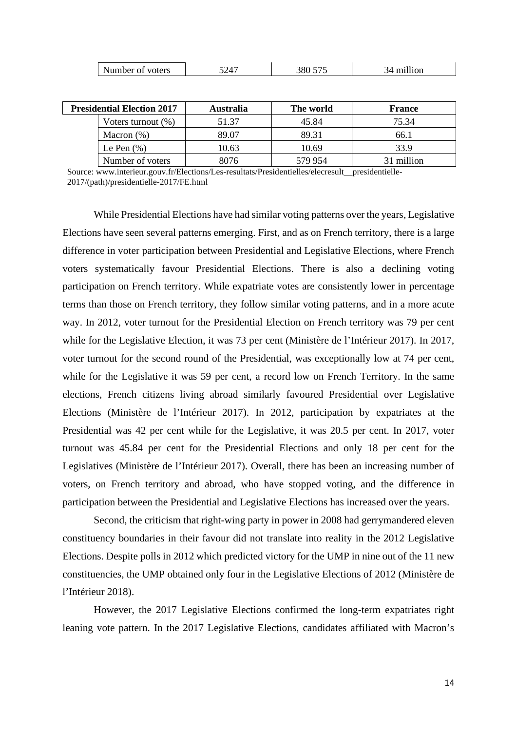| Number of voters | 5247 | 380 575 | 34 million |
|---|---|---|---|

| Presidential Election 2017 | Australia | The world | France |
|---|---|---|---|
| Voters turnout (%) | 51.37 | 45.84 | 75.34 |
| Macron (%) | 89.07 | 89.31 | 66.1 |
| Le Pen (%) | 10.63 | 10.69 | 33.9 |
| Number of voters | 8076 | 579 954 | 31 million |

Source: www.interieur.gouv.fr/Elections/Les-resultats/Presidentielles/elecresult__presidentielle-2017/(path)/presidentielle-2017/FE.html

While Presidential Elections have had similar voting patterns over the years, Legislative Elections have seen several patterns emerging. First, and as on French territory, there is a large difference in voter participation between Presidential and Legislative Elections, where French voters systematically favour Presidential Elections. There is also a declining voting participation on French territory. While expatriate votes are consistently lower in percentage terms than those on French territory, they follow similar voting patterns, and in a more acute way. In 2012, voter turnout for the Presidential Election on French territory was 79 per cent while for the Legislative Election, it was 73 per cent (Ministère de l'Intérieur 2017). In 2017, voter turnout for the second round of the Presidential, was exceptionally low at 74 per cent, while for the Legislative it was 59 per cent, a record low on French Territory. In the same elections, French citizens living abroad similarly favoured Presidential over Legislative Elections (Ministère de l'Intérieur 2017). In 2012, participation by expatriates at the Presidential was 42 per cent while for the Legislative, it was 20.5 per cent. In 2017, voter turnout was 45.84 per cent for the Presidential Elections and only 18 per cent for the Legislatives (Ministère de l'Intérieur 2017). Overall, there has been an increasing number of voters, on French territory and abroad, who have stopped voting, and the difference in participation between the Presidential and Legislative Elections has increased over the years.

Second, the criticism that right-wing party in power in 2008 had gerrymandered eleven constituency boundaries in their favour did not translate into reality in the 2012 Legislative Elections. Despite polls in 2012 which predicted victory for the UMP in nine out of the 11 new constituencies, the UMP obtained only four in the Legislative Elections of 2012 (Ministère de l'Intérieur 2018).

However, the 2017 Legislative Elections confirmed the long-term expatriates right leaning vote pattern. In the 2017 Legislative Elections, candidates affiliated with Macron's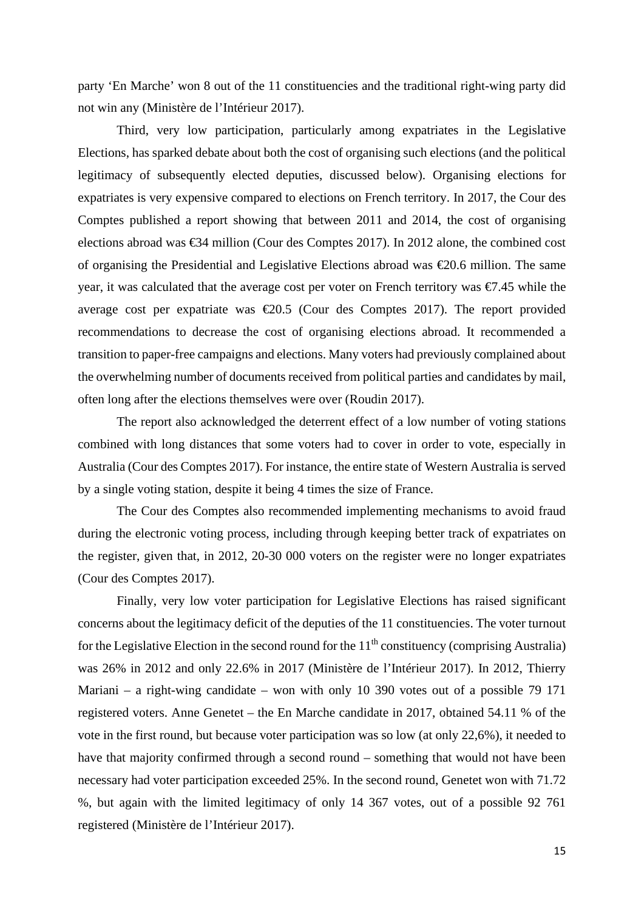party 'En Marche' won 8 out of the 11 constituencies and the traditional right-wing party did not win any (Ministère de l'Intérieur 2017).

Third, very low participation, particularly among expatriates in the Legislative Elections, has sparked debate about both the cost of organising such elections (and the political legitimacy of subsequently elected deputies, discussed below). Organising elections for expatriates is very expensive compared to elections on French territory. In 2017, the Cour des Comptes published a report showing that between 2011 and 2014, the cost of organising elections abroad was €34 million (Cour des Comptes 2017). In 2012 alone, the combined cost of organising the Presidential and Legislative Elections abroad was €20.6 million. The same year, it was calculated that the average cost per voter on French territory was €7.45 while the average cost per expatriate was €20.5 (Cour des Comptes 2017). The report provided recommendations to decrease the cost of organising elections abroad. It recommended a transition to paper-free campaigns and elections. Many voters had previously complained about the overwhelming number of documents received from political parties and candidates by mail, often long after the elections themselves were over (Roudin 2017).

The report also acknowledged the deterrent effect of a low number of voting stations combined with long distances that some voters had to cover in order to vote, especially in Australia (Cour des Comptes 2017). For instance, the entire state of Western Australia is served by a single voting station, despite it being 4 times the size of France.

The Cour des Comptes also recommended implementing mechanisms to avoid fraud during the electronic voting process, including through keeping better track of expatriates on the register, given that, in 2012, 20-30 000 voters on the register were no longer expatriates (Cour des Comptes 2017).

Finally, very low voter participation for Legislative Elections has raised significant concerns about the legitimacy deficit of the deputies of the 11 constituencies. The voter turnout for the Legislative Election in the second round for the 11th constituency (comprising Australia) was 26% in 2012 and only 22.6% in 2017 (Ministère de l'Intérieur 2017). In 2012, Thierry Mariani – a right-wing candidate – won with only 10 390 votes out of a possible 79 171 registered voters. Anne Genetet – the En Marche candidate in 2017, obtained 54.11 % of the vote in the first round, but because voter participation was so low (at only 22,6%), it needed to have that majority confirmed through a second round – something that would not have been necessary had voter participation exceeded 25%. In the second round, Genetet won with 71.72 %, but again with the limited legitimacy of only 14 367 votes, out of a possible 92 761 registered (Ministère de l'Intérieur 2017).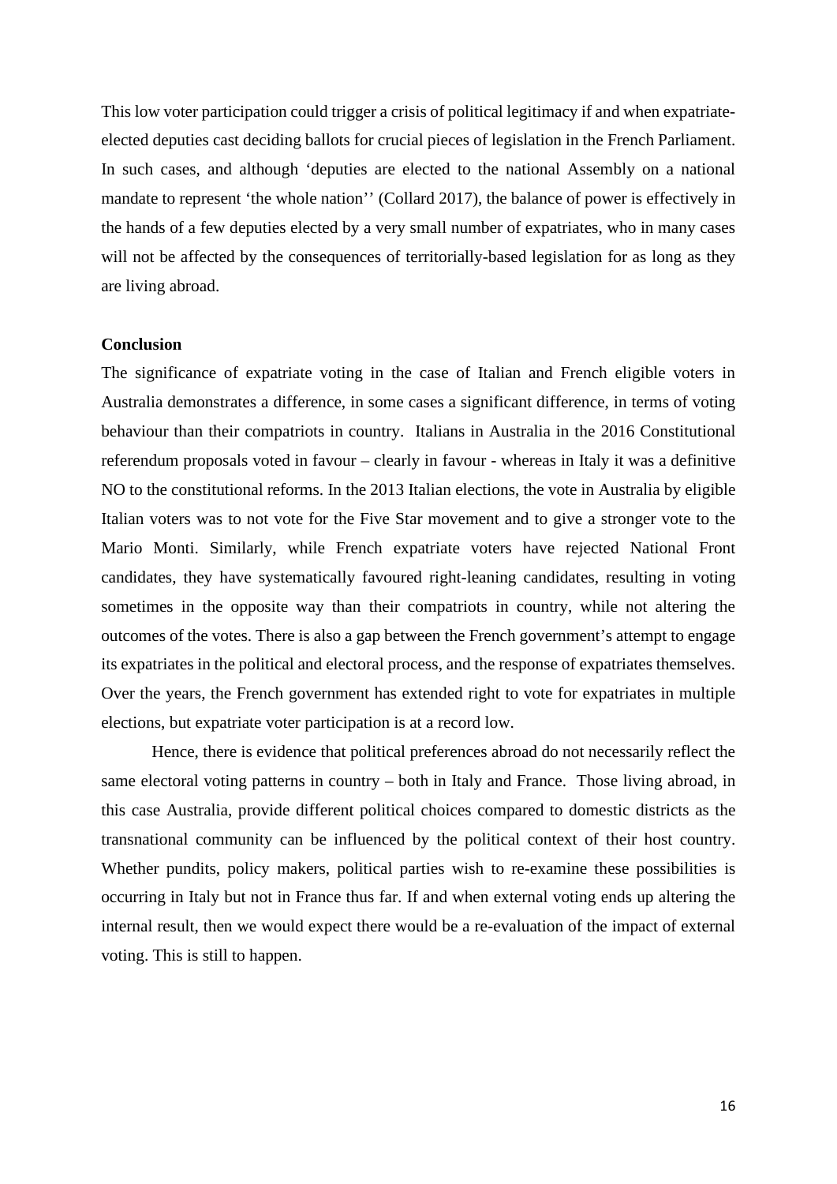This low voter participation could trigger a crisis of political legitimacy if and when expatriate-elected deputies cast deciding ballots for crucial pieces of legislation in the French Parliament. In such cases, and although 'deputies are elected to the national Assembly on a national mandate to represent 'the whole nation'' (Collard 2017), the balance of power is effectively in the hands of a few deputies elected by a very small number of expatriates, who in many cases will not be affected by the consequences of territorially-based legislation for as long as they are living abroad.

**Conclusion**

The significance of expatriate voting in the case of Italian and French eligible voters in Australia demonstrates a difference, in some cases a significant difference, in terms of voting behaviour than their compatriots in country. Italians in Australia in the 2016 Constitutional referendum proposals voted in favour – clearly in favour - whereas in Italy it was a definitive NO to the constitutional reforms. In the 2013 Italian elections, the vote in Australia by eligible Italian voters was to not vote for the Five Star movement and to give a stronger vote to the Mario Monti. Similarly, while French expatriate voters have rejected National Front candidates, they have systematically favoured right-leaning candidates, resulting in voting sometimes in the opposite way than their compatriots in country, while not altering the outcomes of the votes. There is also a gap between the French government's attempt to engage its expatriates in the political and electoral process, and the response of expatriates themselves. Over the years, the French government has extended right to vote for expatriates in multiple elections, but expatriate voter participation is at a record low.

Hence, there is evidence that political preferences abroad do not necessarily reflect the same electoral voting patterns in country – both in Italy and France. Those living abroad, in this case Australia, provide different political choices compared to domestic districts as the transnational community can be influenced by the political context of their host country. Whether pundits, policy makers, political parties wish to re-examine these possibilities is occurring in Italy but not in France thus far. If and when external voting ends up altering the internal result, then we would expect there would be a re-evaluation of the impact of external voting. This is still to happen.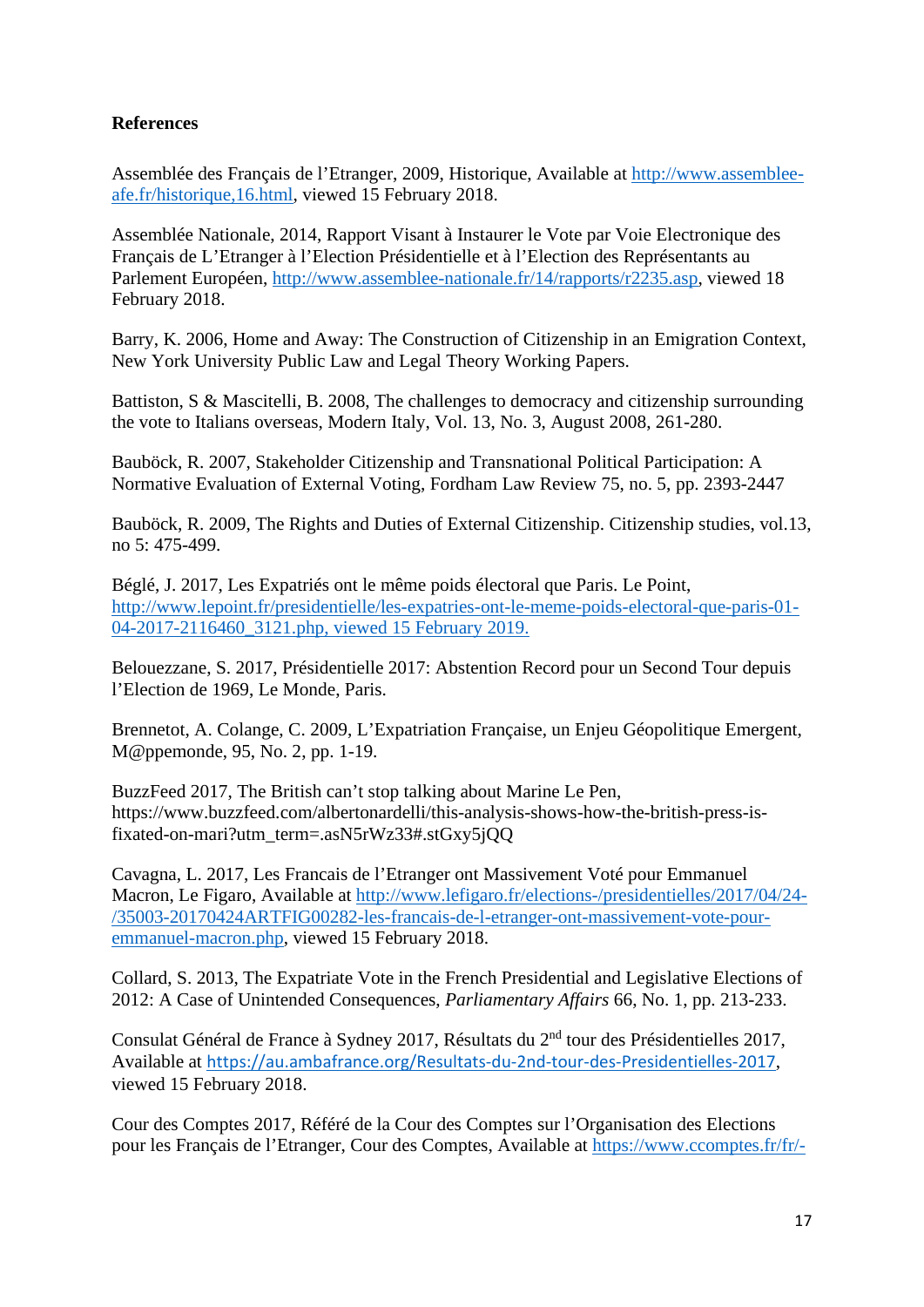**References**

Assemblée des Français de l'Etranger, 2009, Historique, Available at http://www.assemblee-afe.fr/historique,16.html, viewed 15 February 2018.

Assemblée Nationale, 2014, Rapport Visant à Instaurer le Vote par Voie Electronique des Français de L'Etranger à l'Election Présidentielle et à l'Election des Représentants au Parlement Européen, http://www.assemblee-nationale.fr/14/rapports/r2235.asp, viewed 18 February 2018.

Barry, K. 2006, Home and Away: The Construction of Citizenship in an Emigration Context, New York University Public Law and Legal Theory Working Papers.

Battiston, S & Mascitelli, B. 2008, The challenges to democracy and citizenship surrounding the vote to Italians overseas, Modern Italy, Vol. 13, No. 3, August 2008, 261-280.

Bauböck, R. 2007, Stakeholder Citizenship and Transnational Political Participation: A Normative Evaluation of External Voting, Fordham Law Review 75, no. 5, pp. 2393-2447

Bauböck, R. 2009, The Rights and Duties of External Citizenship. Citizenship studies, vol.13, no 5: 475-499.

Béglé, J. 2017, Les Expatriés ont le même poids électoral que Paris. Le Point, http://www.lepoint.fr/presidentielle/les-expatries-ont-le-meme-poids-electoral-que-paris-01-04-2017-2116460_3121.php, viewed 15 February 2019.

Belouezzane, S. 2017, Présidentielle 2017: Abstention Record pour un Second Tour depuis l'Election de 1969, Le Monde, Paris.

Brennetot, A. Colange, C. 2009, L'Expatriation Française, un Enjeu Géopolitique Emergent, M@ppemonde, 95, No. 2, pp. 1-19.

BuzzFeed 2017, The British can't stop talking about Marine Le Pen, https://www.buzzfeed.com/albertonardelli/this-analysis-shows-how-the-british-press-is-fixated-on-mari?utm_term=.asN5rWz33#.stGxy5jQQ

Cavagna, L. 2017, Les Francais de l'Etranger ont Massivement Voté pour Emmanuel Macron, Le Figaro, Available at http://www.lefigaro.fr/elections-/presidentielles/2017/04/24-/35003-20170424ARTFIG00282-les-francais-de-l-etranger-ont-massivement-vote-pour-emmanuel-macron.php, viewed 15 February 2018.

Collard, S. 2013, The Expatriate Vote in the French Presidential and Legislative Elections of 2012: A Case of Unintended Consequences, *Parliamentary Affairs* 66, No. 1, pp. 213-233.

Consulat Général de France à Sydney 2017, Résultats du 2nd tour des Présidentielles 2017, Available at https://au.ambafrance.org/Resultats-du-2nd-tour-des-Presidentielles-2017, viewed 15 February 2018.

Cour des Comptes 2017, Référé de la Cour des Comptes sur l'Organisation des Elections pour les Français de l'Etranger, Cour des Comptes, Available at https://www.ccomptes.fr/fr/-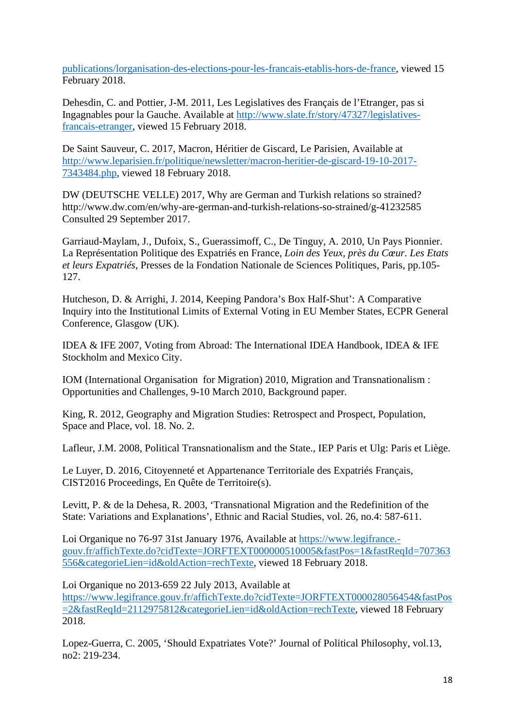publications/lorganisation-des-elections-pour-les-francais-etablis-hors-de-france, viewed 15 February 2018.

Dehesdin, C. and Pottier, J-M. 2011, Les Legislatives des Français de l'Etranger, pas si Ingagnables pour la Gauche. Available at http://www.slate.fr/story/47327/legislatives-francais-etranger, viewed 15 February 2018.

De Saint Sauveur, C. 2017, Macron, Héritier de Giscard, Le Parisien, Available at http://www.leparisien.fr/politique/newsletter/macron-heritier-de-giscard-19-10-2017-7343484.php, viewed 18 February 2018.

DW (DEUTSCHE VELLE) 2017, Why are German and Turkish relations so strained? http://www.dw.com/en/why-are-german-and-turkish-relations-so-strained/g-41232585 Consulted 29 September 2017.

Garriaud-Maylam, J., Dufoix, S., Guerassimoff, C., De Tinguy, A. 2010, Un Pays Pionnier. La Représentation Politique des Expatriés en France, *Loin des Yeux, près du Cœur. Les Etats et leurs Expatriés*, Presses de la Fondation Nationale de Sciences Politiques, Paris, pp.105-127.

Hutcheson, D. & Arrighi, J. 2014, Keeping Pandora's Box Half-Shut': A Comparative Inquiry into the Institutional Limits of External Voting in EU Member States, ECPR General Conference, Glasgow (UK).

IDEA & IFE 2007, Voting from Abroad: The International IDEA Handbook, IDEA & IFE Stockholm and Mexico City.

IOM (International Organisation for Migration) 2010, Migration and Transnationalism : Opportunities and Challenges, 9-10 March 2010, Background paper.

King, R. 2012, Geography and Migration Studies: Retrospect and Prospect, Population, Space and Place, vol. 18. No. 2.

Lafleur, J.M. 2008, Political Transnationalism and the State., IEP Paris et Ulg: Paris et Liège.

Le Luyer, D. 2016, Citoyenneté et Appartenance Territoriale des Expatriés Français, CIST2016 Proceedings, En Quête de Territoire(s).

Levitt, P. & de la Dehesa, R. 2003, 'Transnational Migration and the Redefinition of the State: Variations and Explanations', Ethnic and Racial Studies, vol. 26, no.4: 587-611.

Loi Organique no 76-97 31st January 1976, Available at https://www.legifrance.-gouv.fr/affichTexte.do?cidTexte=JORFTEXT000000510005&fastPos=1&fastReqId=707363556&categorieLien=id&oldAction=rechTexte, viewed 18 February 2018.

Loi Organique no 2013-659 22 July 2013, Available at https://www.legifrance.gouv.fr/affichTexte.do?cidTexte=JORFTEXT000028056454&fastPos=2&fastReqId=2112975812&categorieLien=id&oldAction=rechTexte, viewed 18 February 2018.

Lopez-Guerra, C. 2005, 'Should Expatriates Vote?' Journal of Political Philosophy, vol.13, no2: 219-234.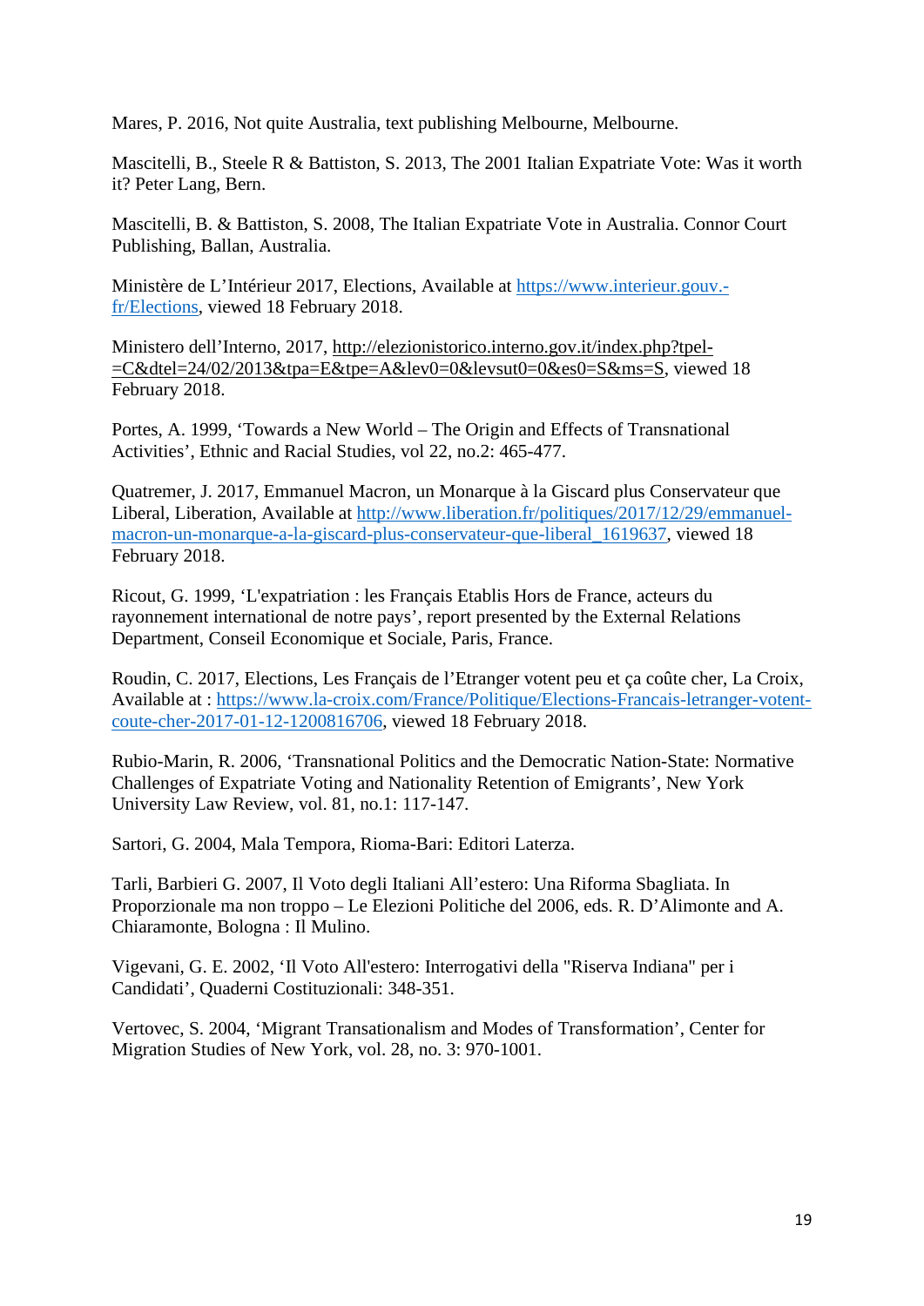Mares, P. 2016, Not quite Australia, text publishing Melbourne, Melbourne.

Mascitelli, B., Steele R & Battiston, S. 2013, The 2001 Italian Expatriate Vote: Was it worth it? Peter Lang, Bern.

Mascitelli, B. & Battiston, S. 2008, The Italian Expatriate Vote in Australia. Connor Court Publishing, Ballan, Australia.

Ministère de L'Intérieur 2017, Elections, Available at https://www.interieur.gouv.-fr/Elections, viewed 18 February 2018.

Ministero dell'Interno, 2017, http://elezionistorico.interno.gov.it/index.php?tpel-=C&dtel=24/02/2013&tpa=E&tpe=A&lev0=0&levsut0=0&es0=S&ms=S, viewed 18 February 2018.

Portes, A. 1999, 'Towards a New World – The Origin and Effects of Transnational Activities', Ethnic and Racial Studies, vol 22, no.2: 465-477.

Quatremer, J. 2017, Emmanuel Macron, un Monarque à la Giscard plus Conservateur que Liberal, Liberation, Available at http://www.liberation.fr/politiques/2017/12/29/emmanuel-macron-un-monarque-a-la-giscard-plus-conservateur-que-liberal_1619637, viewed 18 February 2018.

Ricout, G. 1999, 'L'expatriation : les Français Etablis Hors de France, acteurs du rayonnement international de notre pays', report presented by the External Relations Department, Conseil Economique et Sociale, Paris, France.

Roudin, C. 2017, Elections, Les Français de l'Etranger votent peu et ça coûte cher, La Croix, Available at : https://www.la-croix.com/France/Politique/Elections-Francais-letranger-votent-coute-cher-2017-01-12-1200816706, viewed 18 February 2018.

Rubio-Marin, R. 2006, 'Transnational Politics and the Democratic Nation-State: Normative Challenges of Expatriate Voting and Nationality Retention of Emigrants', New York University Law Review, vol. 81, no.1: 117-147.

Sartori, G. 2004, Mala Tempora, Rioma-Bari: Editori Laterza.

Tarli, Barbieri G. 2007, Il Voto degli Italiani All'estero: Una Riforma Sbagliata. In Proporzionale ma non troppo – Le Elezioni Politiche del 2006, eds. R. D'Alimonte and A. Chiaramonte, Bologna : Il Mulino.

Vigevani, G. E. 2002, 'Il Voto All'estero: Interrogativi della "Riserva Indiana" per i Candidati', Quaderni Costituzionali: 348-351.

Vertovec, S. 2004, 'Migrant Transationalism and Modes of Transformation', Center for Migration Studies of New York, vol. 28, no. 3: 970-1001.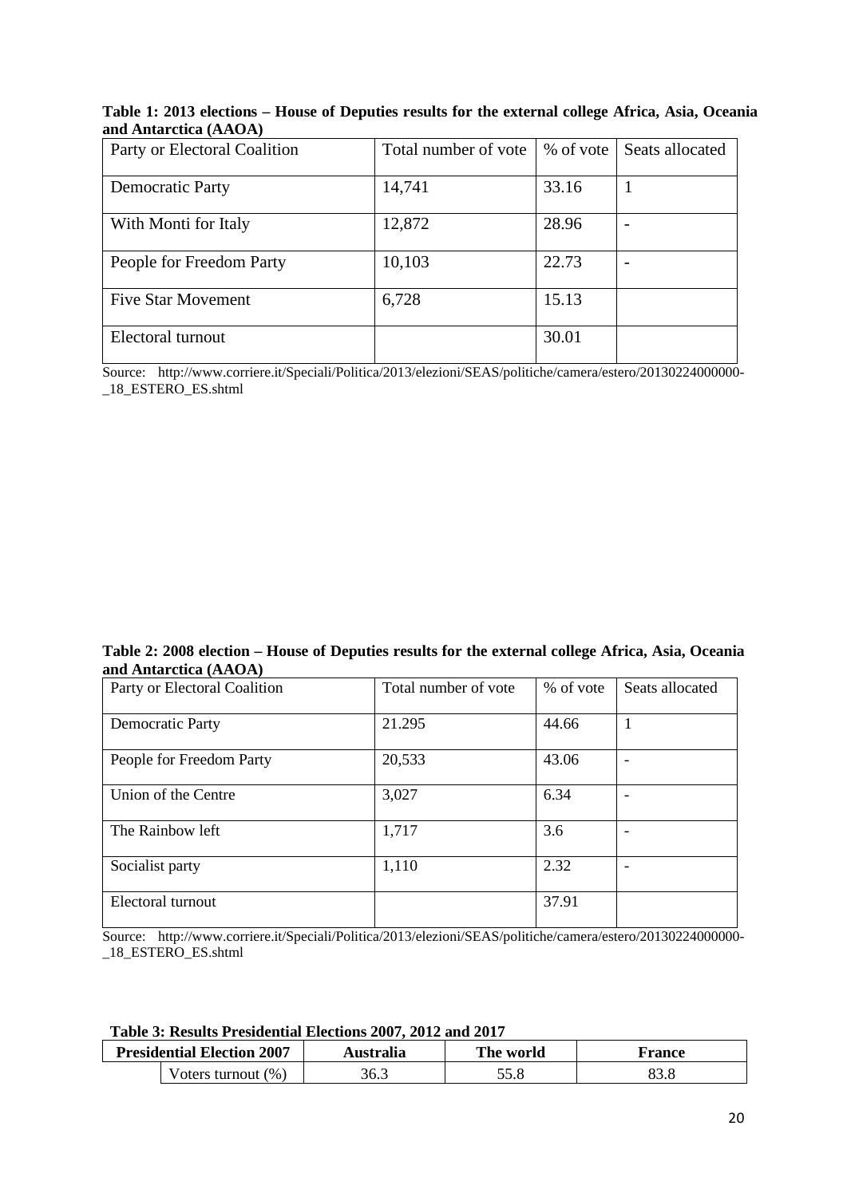**Table 1: 2013 elections – House of Deputies results for the external college Africa, Asia, Oceania and Antarctica (AAOA)**

| Party or Electoral Coalition | Total number of vote | % of vote | Seats allocated |
|---|---|---|---|
| Democratic Party | 14,741 | 33.16 | 1 |
| With Monti for Italy | 12,872 | 28.96 | - |
| People for Freedom Party | 10,103 | 22.73 | - |
| Five Star Movement | 6,728 | 15.13 | |
| Electoral turnout | | 30.01 | |

Source: http://www.corriere.it/Speciali/Politica/2013/elezioni/SEAS/politiche/camera/estero/20130224000000-_18_ESTERO_ES.shtml

**Table 2: 2008 election – House of Deputies results for the external college Africa, Asia, Oceania and Antarctica (AAOA)**

| Party or Electoral Coalition | Total number of vote | % of vote | Seats allocated |
|---|---|---|---|
| Democratic Party | 21.295 | 44.66 | 1 |
| People for Freedom Party | 20,533 | 43.06 | - |
| Union of the Centre | 3,027 | 6.34 | - |
| The Rainbow left | 1,717 | 3.6 | - |
| Socialist party | 1,110 | 2.32 | - |
| Electoral turnout | | 37.91 | |

Source: http://www.corriere.it/Speciali/Politica/2013/elezioni/SEAS/politiche/camera/estero/20130224000000-_18_ESTERO_ES.shtml

**Table 3: Results Presidential Elections 2007, 2012 and 2017**

| Presidential Election 2007 | | Australia | The world | France |
|---|---|---|---|---|
| | Voters turnout (%) | 36.3 | 55.8 | 83.8 |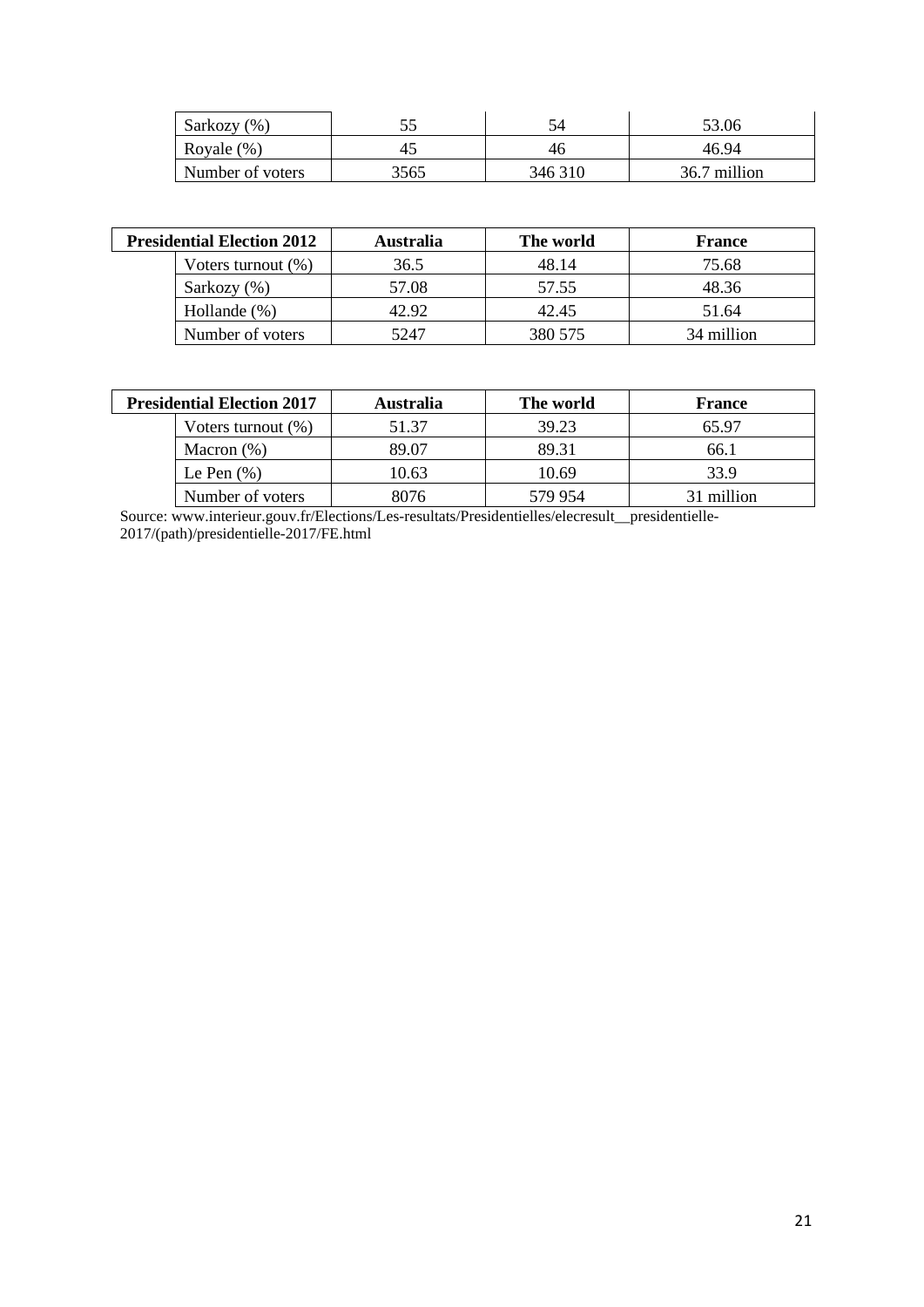| | | | |
|---|---|---|---|
| Sarkozy (%) | 55 | 54 | 53.06 |
| Royale (%) | 45 | 46 | 46.94 |
| Number of voters | 3565 | 346 310 | 36.7 million |

| Presidential Election 2012 | Australia | The world | France |
|---|---|---|---|
| Voters turnout (%) | 36.5 | 48.14 | 75.68 |
| Sarkozy (%) | 57.08 | 57.55 | 48.36 |
| Hollande (%) | 42.92 | 42.45 | 51.64 |
| Number of voters | 5247 | 380 575 | 34 million |

| Presidential Election 2017 | Australia | The world | France |
|---|---|---|---|
| Voters turnout (%) | 51.37 | 39.23 | 65.97 |
| Macron (%) | 89.07 | 89.31 | 66.1 |
| Le Pen (%) | 10.63 | 10.69 | 33.9 |
| Number of voters | 8076 | 579 954 | 31 million |

Source: www.interieur.gouv.fr/Elections/Les-resultats/Presidentielles/elecresult__presidentielle-2017/(path)/presidentielle-2017/FE.html